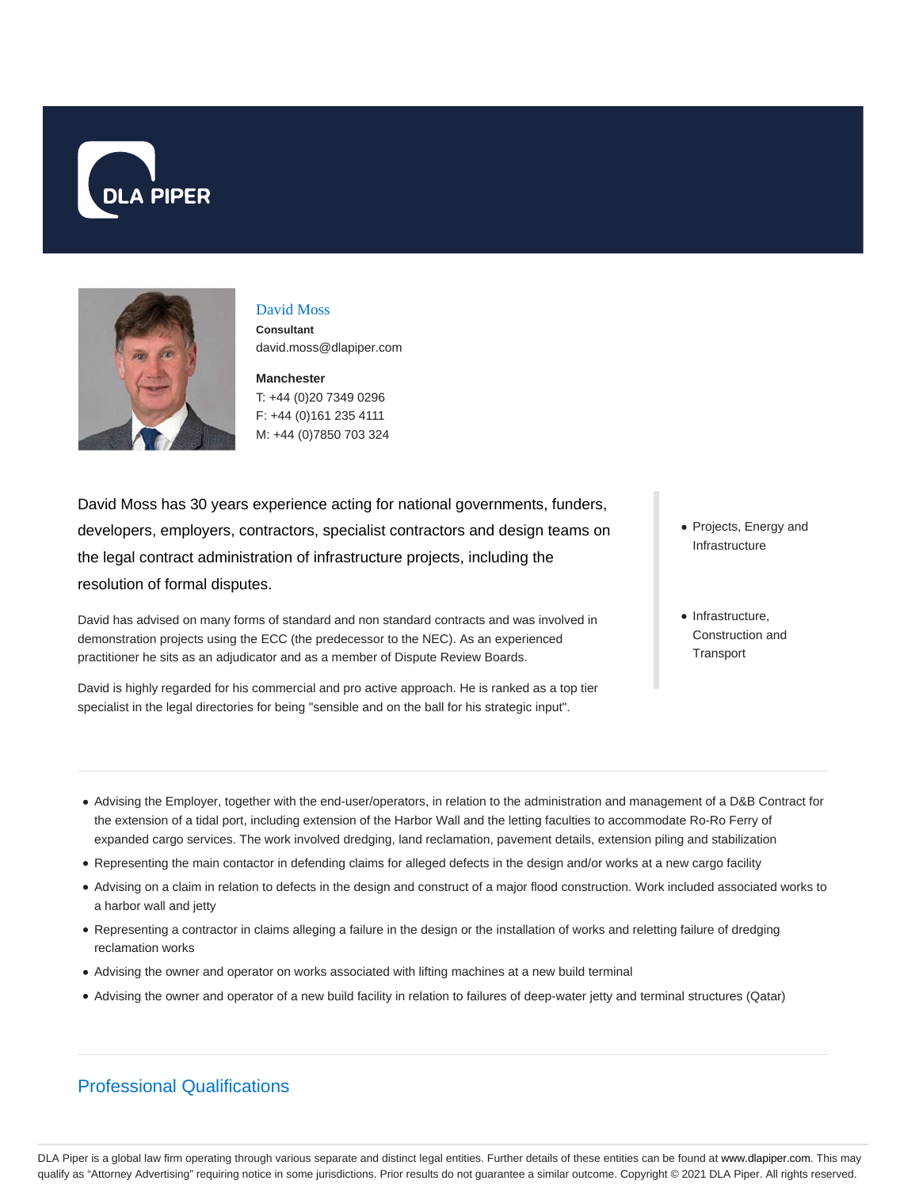DLA PIPER

## David Moss

**Consultant**

david.moss@dlapiper.com

**Manchester**

T: +44 (0)20 7349 0296

F: +44 (0)161 235 4111

M: +44 (0)7850 703 324

David Moss has 30 years experience acting for national governments, funders, developers, employers, contractors, specialist contractors and design teams on the legal contract administration of infrastructure projects, including the resolution of formal disputes.

David has advised on many forms of standard and non standard contracts and was involved in demonstration projects using the ECC (the predecessor to the NEC). As an experienced practitioner he sits as an adjudicator and as a member of Dispute Review Boards.

David is highly regarded for his commercial and pro active approach. He is ranked as a top tier specialist in the legal directories for being "sensible and on the ball for his strategic input".

- Projects, Energy and Infrastructure
- Infrastructure, Construction and Transport

---

- Advising the Employer, together with the end-user/operators, in relation to the administration and management of a D&B Contract for the extension of a tidal port, including extension of the Harbor Wall and the letting faculties to accommodate Ro-Ro Ferry of expanded cargo services. The work involved dredging, land reclamation, pavement details, extension piling and stabilization
- Representing the main contactor in defending claims for alleged defects in the design and/or works at a new cargo facility
- Advising on a claim in relation to defects in the design and construct of a major flood construction. Work included associated works to a harbor wall and jetty
- Representing a contractor in claims alleging a failure in the design or the installation of works and reletting failure of dredging reclamation works
- Advising the owner and operator on works associated with lifting machines at a new build terminal
- Advising the owner and operator of a new build facility in relation to failures of deep-water jetty and terminal structures (Qatar)

---

## Professional Qualifications

DLA Piper is a global law firm operating through various separate and distinct legal entities. Further details of these entities can be found at www.dlapiper.com. This may qualify as "Attorney Advertising" requiring notice in some jurisdictions. Prior results do not guarantee a similar outcome. Copyright © 2021 DLA Piper. All rights reserved.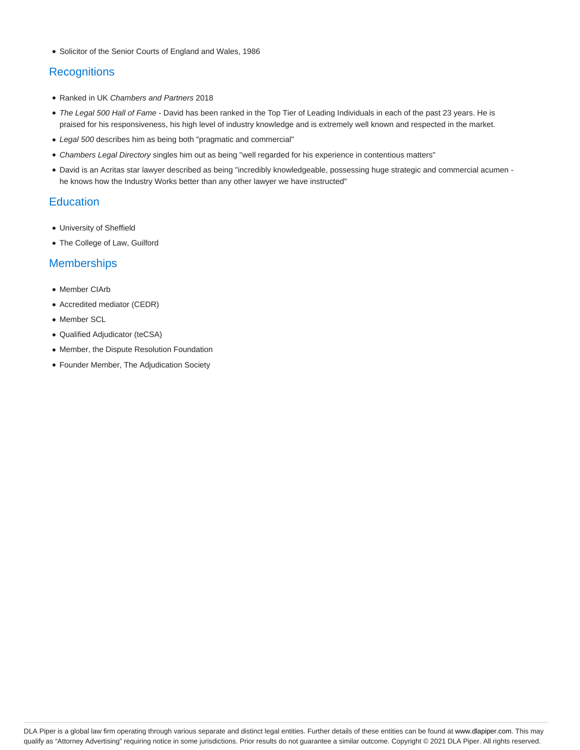- Solicitor of the Senior Courts of England and Wales, 1986

## Recognitions

- Ranked in UK *Chambers and Partners* 2018
- *The Legal 500 Hall of Fame* - David has been ranked in the Top Tier of Leading Individuals in each of the past 23 years. He is praised for his responsiveness, his high level of industry knowledge and is extremely well known and respected in the market.
- *Legal 500* describes him as being both "pragmatic and commercial"
- *Chambers Legal Directory* singles him out as being "well regarded for his experience in contentious matters"
- David is an Acritas star lawyer described as being "incredibly knowledgeable, possessing huge strategic and commercial acumen - he knows how the Industry Works better than any other lawyer we have instructed"

## Education

- University of Sheffield
- The College of Law, Guilford

## Memberships

- Member CIArb
- Accredited mediator (CEDR)
- Member SCL
- Qualified Adjudicator (teCSA)
- Member, the Dispute Resolution Foundation
- Founder Member, The Adjudication Society

DLA Piper is a global law firm operating through various separate and distinct legal entities. Further details of these entities can be found at www.dlapiper.com. This may qualify as "Attorney Advertising" requiring notice in some jurisdictions. Prior results do not guarantee a similar outcome. Copyright © 2021 DLA Piper. All rights reserved.